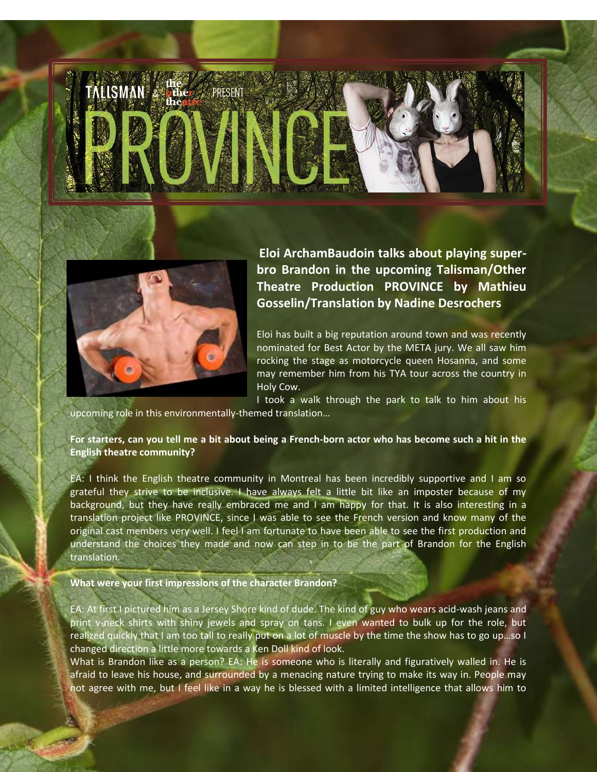TALISMAN & the other theatre PRESENT

# PROVINCE

**Eloi ArchamBaudoin talks about playing super-bro Brandon in the upcoming Talisman/Other Theatre Production PROVINCE by Mathieu Gosselin/Translation by Nadine Desrochers**

Eloi has built a big reputation around town and was recently nominated for Best Actor by the META jury. We all saw him rocking the stage as motorcycle queen Hosanna, and some may remember him from his TYA tour across the country in Holy Cow.

I took a walk through the park to talk to him about his upcoming role in this environmentally-themed translation…

**For starters, can you tell me a bit about being a French-born actor who has become such a hit in the English theatre community?**

EA: I think the English theatre community in Montreal has been incredibly supportive and I am so grateful they strive to be inclusive. I have always felt a little bit like an imposter because of my background, but they have really embraced me and I am happy for that. It is also interesting in a translation project like PROVINCE, since I was able to see the French version and know many of the original cast members very well. I feel I am fortunate to have been able to see the first production and understand the choices they made and now can step in to be the part of Brandon for the English translation.

**What were your first impressions of the character Brandon?**

EA: At first I pictured him as a Jersey Shore kind of dude. The kind of guy who wears acid-wash jeans and print v-neck shirts with shiny jewels and spray on tans. I even wanted to bulk up for the role, but realized quickly that I am too tall to really put on a lot of muscle by the time the show has to go up…so I changed direction a little more towards a Ken Doll kind of look.

What is Brandon like as a person? EA: He is someone who is literally and figuratively walled in. He is afraid to leave his house, and surrounded by a menacing nature trying to make its way in. People may not agree with me, but I feel like in a way he is blessed with a limited intelligence that allows him to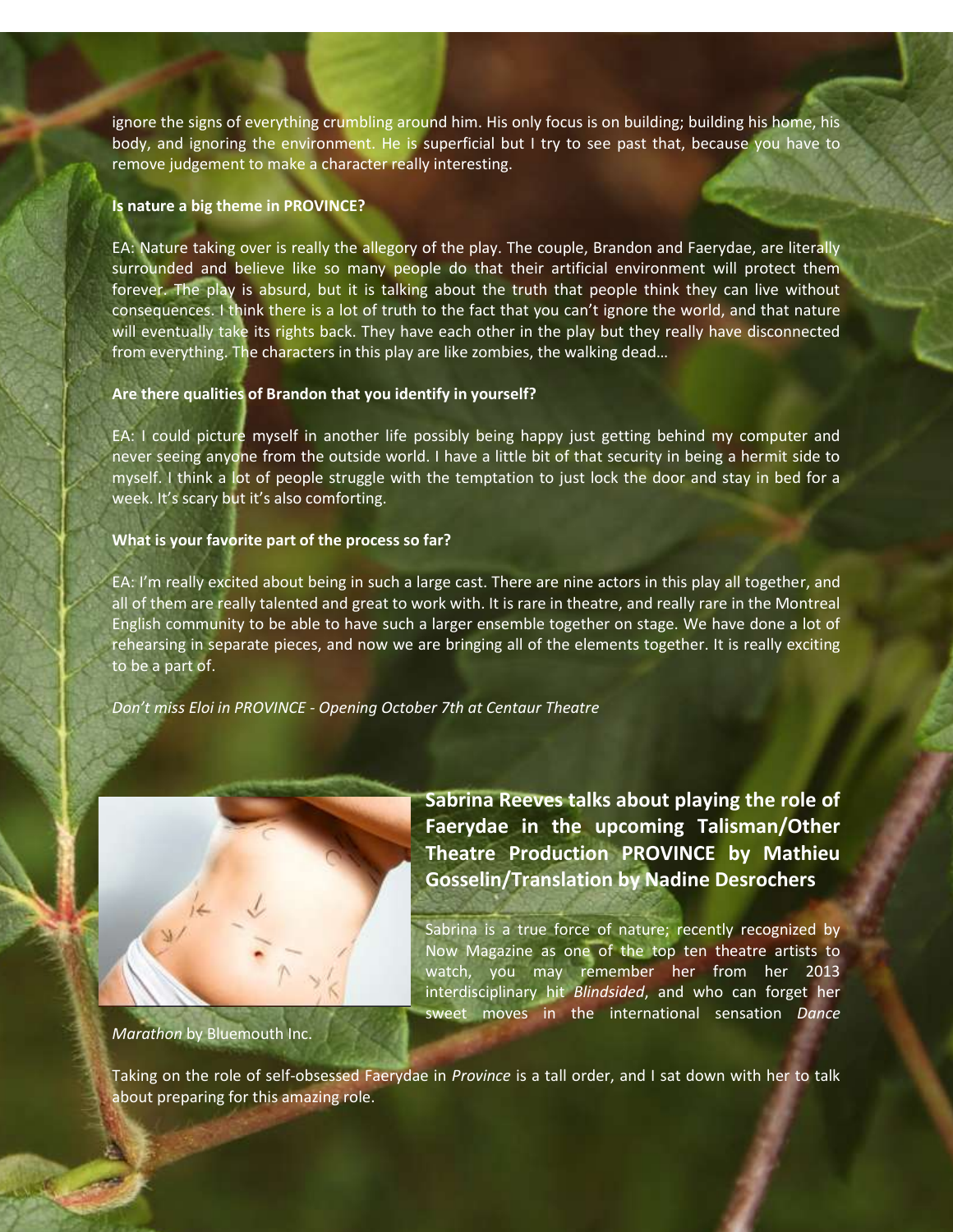ignore the signs of everything crumbling around him. His only focus is on building; building his home, his body, and ignoring the environment. He is superficial but I try to see past that, because you have to remove judgement to make a character really interesting.

**Is nature a big theme in PROVINCE?**

EA: Nature taking over is really the allegory of the play. The couple, Brandon and Faerydae, are literally surrounded and believe like so many people do that their artificial environment will protect them forever. The play is absurd, but it is talking about the truth that people think they can live without consequences. I think there is a lot of truth to the fact that you can't ignore the world, and that nature will eventually take its rights back. They have each other in the play but they really have disconnected from everything. The characters in this play are like zombies, the walking dead…

**Are there qualities of Brandon that you identify in yourself?**

EA: I could picture myself in another life possibly being happy just getting behind my computer and never seeing anyone from the outside world. I have a little bit of that security in being a hermit side to myself. I think a lot of people struggle with the temptation to just lock the door and stay in bed for a week. It's scary but it's also comforting.

**What is your favorite part of the process so far?**

EA: I'm really excited about being in such a large cast. There are nine actors in this play all together, and all of them are really talented and great to work with. It is rare in theatre, and really rare in the Montreal English community to be able to have such a larger ensemble together on stage. We have done a lot of rehearsing in separate pieces, and now we are bringing all of the elements together. It is really exciting to be a part of.

*Don't miss Eloi in PROVINCE - Opening October 7th at Centaur Theatre*

## Sabrina Reeves talks about playing the role of Faerydae in the upcoming Talisman/Other Theatre Production PROVINCE by Mathieu Gosselin/Translation by Nadine Desrochers

Sabrina is a true force of nature; recently recognized by Now Magazine as one of the top ten theatre artists to watch, you may remember her from her 2013 interdisciplinary hit *Blindsided*, and who can forget her sweet moves in the international sensation *Dance Marathon* by Bluemouth Inc.

Taking on the role of self-obsessed Faerydae in *Province* is a tall order, and I sat down with her to talk about preparing for this amazing role.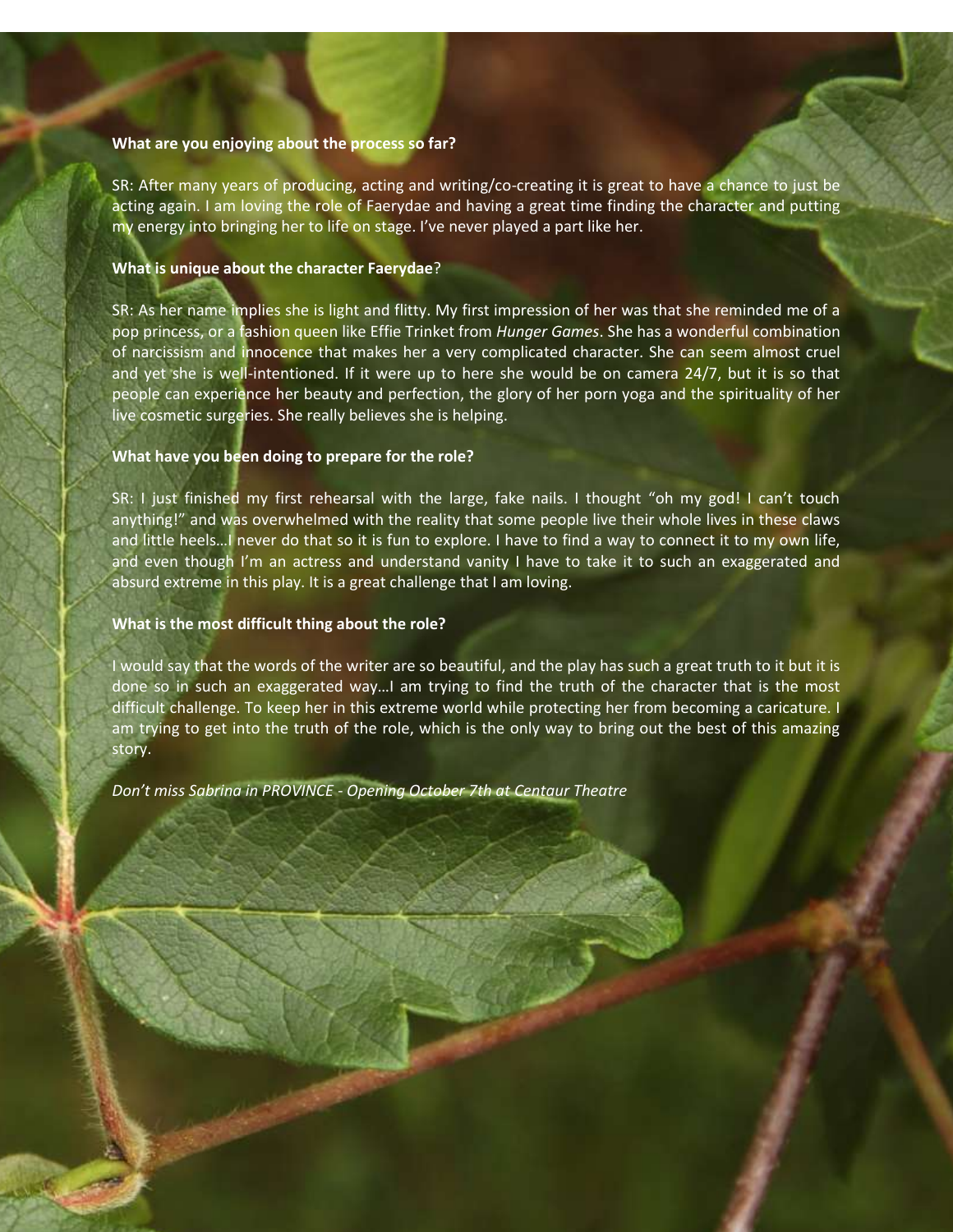**What are you enjoying about the process so far?**

SR: After many years of producing, acting and writing/co-creating it is great to have a chance to just be acting again. I am loving the role of Faerydae and having a great time finding the character and putting my energy into bringing her to life on stage. I've never played a part like her.

**What is unique about the character Faerydae**?

SR: As her name implies she is light and flitty. My first impression of her was that she reminded me of a pop princess, or a fashion queen like Effie Trinket from *Hunger Games*. She has a wonderful combination of narcissism and innocence that makes her a very complicated character. She can seem almost cruel and yet she is well-intentioned. If it were up to here she would be on camera 24/7, but it is so that people can experience her beauty and perfection, the glory of her porn yoga and the spirituality of her live cosmetic surgeries. She really believes she is helping.

**What have you been doing to prepare for the role?**

SR: I just finished my first rehearsal with the large, fake nails. I thought "oh my god! I can't touch anything!" and was overwhelmed with the reality that some people live their whole lives in these claws and little heels…I never do that so it is fun to explore. I have to find a way to connect it to my own life, and even though I'm an actress and understand vanity I have to take it to such an exaggerated and absurd extreme in this play. It is a great challenge that I am loving.

**What is the most difficult thing about the role?**

I would say that the words of the writer are so beautiful, and the play has such a great truth to it but it is done so in such an exaggerated way…I am trying to find the truth of the character that is the most difficult challenge. To keep her in this extreme world while protecting her from becoming a caricature. I am trying to get into the truth of the role, which is the only way to bring out the best of this amazing story.

*Don't miss Sabrina in PROVINCE - Opening October 7th at Centaur Theatre*